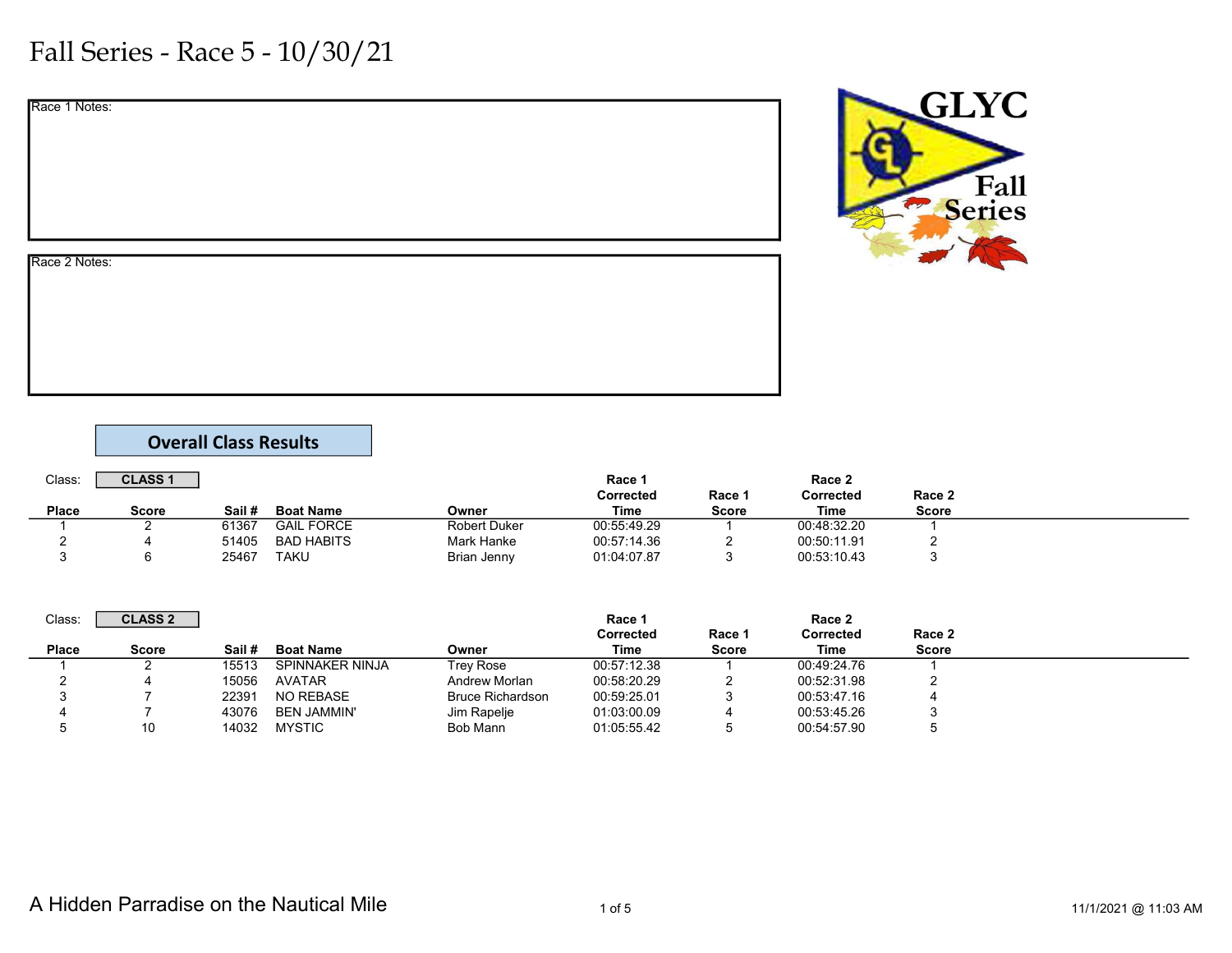# Fall Series - Race 5 - 10/30/21

Race 1 Notes:

Race 2 Notes:

## Overall Class Results

Class: **CLASS 1**

| Place | Score | Sail # | Boat Name | Owner | Race 1 Corrected Time | Race 1 Score | Race 2 Corrected Time | Race 2 Score |
|---|---|---|---|---|---|---|---|---|
| 1 | 2 | 61367 | GAIL FORCE | Robert Duker | 00:55:49.29 | 1 | 00:48:32.20 | 1 |
| 2 | 4 | 51405 | BAD HABITS | Mark Hanke | 00:57:14.36 | 2 | 00:50:11.91 | 2 |
| 3 | 6 | 25467 | TAKU | Brian Jenny | 01:04:07.87 | 3 | 00:53:10.43 | 3 |

Class: **CLASS 2**

| Place | Score | Sail # | Boat Name | Owner | Race 1 Corrected Time | Race 1 Score | Race 2 Corrected Time | Race 2 Score |
|---|---|---|---|---|---|---|---|---|
| 1 | 2 | 15513 | SPINNAKER NINJA | Trey Rose | 00:57:12.38 | 1 | 00:49:24.76 | 1 |
| 2 | 4 | 15056 | AVATAR | Andrew Morlan | 00:58:20.29 | 2 | 00:52:31.98 | 2 |
| 3 | 7 | 22391 | NO REBASE | Bruce Richardson | 00:59:25.01 | 3 | 00:53:47.16 | 4 |
| 4 | 7 | 43076 | BEN JAMMIN' | Jim Rapelje | 01:03:00.09 | 4 | 00:53:45.26 | 3 |
| 5 | 10 | 14032 | MYSTIC | Bob Mann | 01:05:55.42 | 5 | 00:54:57.90 | 5 |

A Hidden Parradise on the Nautical Mile

11/1/2021 @ 11:03 AM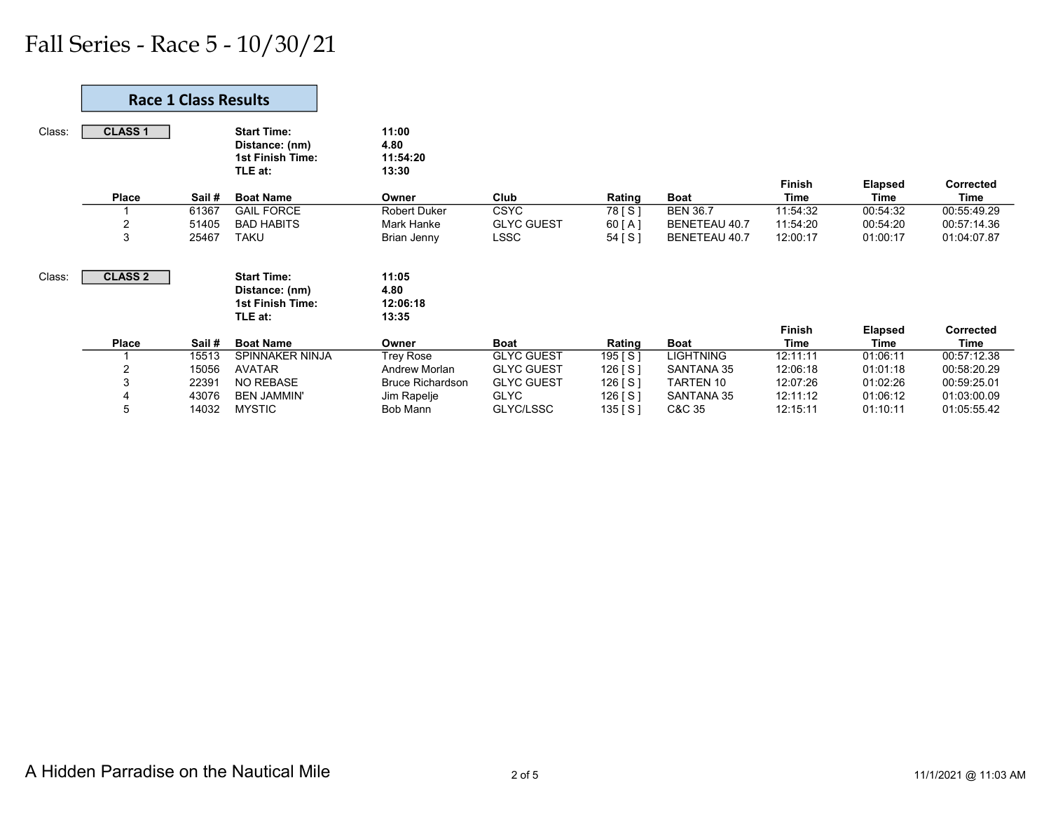# Fall Series - Race 5 - 10/30/21

## Race 1 Class Results

Class: **CLASS 1**

**Start Time:** **11:00**
**Distance: (nm)** **4.80**
**1st Finish Time:** **11:54:20**
**TLE at:** **13:30**

| Place | Sail # | Boat Name | Owner | Club | Rating | Boat | Finish Time | Elapsed Time | Corrected Time |
|---|---|---|---|---|---|---|---|---|---|
| 1 | 61367 | GAIL FORCE | Robert Duker | CSYC | 78 [ S ] | BEN 36.7 | 11:54:32 | 00:54:32 | 00:55:49.29 |
| 2 | 51405 | BAD HABITS | Mark Hanke | GLYC GUEST | 60 [ A ] | BENETEAU 40.7 | 11:54:20 | 00:54:20 | 00:57:14.36 |
| 3 | 25467 | TAKU | Brian Jenny | LSSC | 54 [ S ] | BENETEAU 40.7 | 12:00:17 | 01:00:17 | 01:04:07.87 |

Class: **CLASS 2**

**Start Time:** **11:05**
**Distance: (nm)** **4.80**
**1st Finish Time:** **12:06:18**
**TLE at:** **13:35**

| Place | Sail # | Boat Name | Owner | Boat | Rating | Boat | Finish Time | Elapsed Time | Corrected Time |
|---|---|---|---|---|---|---|---|---|---|
| 1 | 15513 | SPINNAKER NINJA | Trey Rose | GLYC GUEST | 195 [ S ] | LIGHTNING | 12:11:11 | 01:06:11 | 00:57:12.38 |
| 2 | 15056 | AVATAR | Andrew Morlan | GLYC GUEST | 126 [ S ] | SANTANA 35 | 12:06:18 | 01:01:18 | 00:58:20.29 |
| 3 | 22391 | NO REBASE | Bruce Richardson | GLYC GUEST | 126 [ S ] | TARTEN 10 | 12:07:26 | 01:02:26 | 00:59:25.01 |
| 4 | 43076 | BEN JAMMIN' | Jim Rapelje | GLYC | 126 [ S ] | SANTANA 35 | 12:11:12 | 01:06:12 | 01:03:00.09 |
| 5 | 14032 | MYSTIC | Bob Mann | GLYC/LSSC | 135 [ S ] | C&C 35 | 12:15:11 | 01:10:11 | 01:05:55.42 |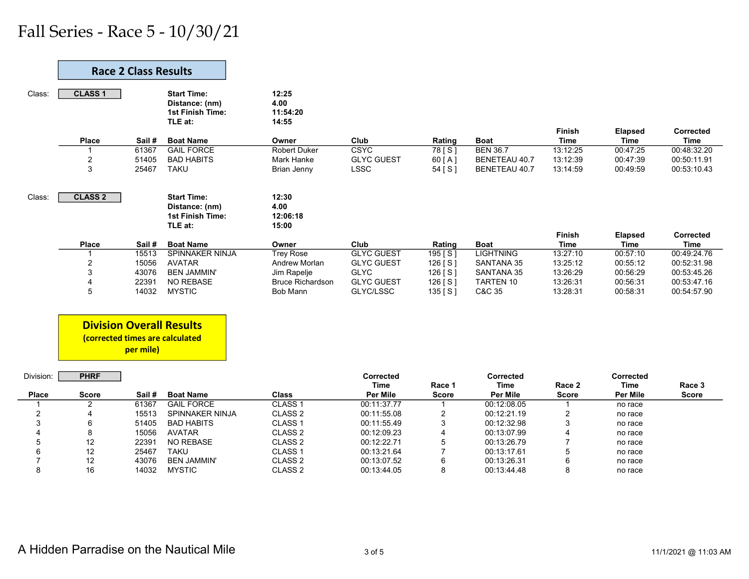# Fall Series - Race 5 - 10/30/21

## Race 2 Class Results

Class: **CLASS 1**

**Start Time:** 12:25
**Distance: (nm)** 4.00
**1st Finish Time:** 11:54:20
**TLE at:** 14:55

| Place | Sail # | Boat Name | Owner | Club | Rating | Boat | Finish Time | Elapsed Time | Corrected Time |
|---|---|---|---|---|---|---|---|---|---|
| 1 | 61367 | GAIL FORCE | Robert Duker | CSYC | 78 [ S ] | BEN 36.7 | 13:12:25 | 00:47:25 | 00:48:32.20 |
| 2 | 51405 | BAD HABITS | Mark Hanke | GLYC GUEST | 60 [ A ] | BENETEAU 40.7 | 13:12:39 | 00:47:39 | 00:50:11.91 |
| 3 | 25467 | TAKU | Brian Jenny | LSSC | 54 [ S ] | BENETEAU 40.7 | 13:14:59 | 00:49:59 | 00:53:10.43 |

Class: **CLASS 2**

**Start Time:** 12:30
**Distance: (nm)** 4.00
**1st Finish Time:** 12:06:18
**TLE at:** 15:00

| Place | Sail # | Boat Name | Owner | Club | Rating | Boat | Finish Time | Elapsed Time | Corrected Time |
|---|---|---|---|---|---|---|---|---|---|
| 1 | 15513 | SPINNAKER NINJA | Trey Rose | GLYC GUEST | 195 [ S ] | LIGHTNING | 13:27:10 | 00:57:10 | 00:49:24.76 |
| 2 | 15056 | AVATAR | Andrew Morlan | GLYC GUEST | 126 [ S ] | SANTANA 35 | 13:25:12 | 00:55:12 | 00:52:31.98 |
| 3 | 43076 | BEN JAMMIN' | Jim Rapelje | GLYC | 126 [ S ] | SANTANA 35 | 13:26:29 | 00:56:29 | 00:53:45.26 |
| 4 | 22391 | NO REBASE | Bruce Richardson | GLYC GUEST | 126 [ S ] | TARTEN 10 | 13:26:31 | 00:56:31 | 00:53:47.16 |
| 5 | 14032 | MYSTIC | Bob Mann | GLYC/LSSC | 135 [ S ] | C&C 35 | 13:28:31 | 00:58:31 | 00:54:57.90 |

## Division Overall Results

**(corrected times are calculated per mile)**

Division: **PHRF**

| Place | Score | Sail # | Boat Name | Class | Corrected Time Per Mile | Race 1 Score | Corrected Time Per Mile | Race 2 Score | Corrected Time Per Mile | Race 3 Score |
|---|---|---|---|---|---|---|---|---|---|---|
| 1 | 2 | 61367 | GAIL FORCE | CLASS 1 | 00:11:37.77 | 1 | 00:12:08.05 | 1 | no race | |
| 2 | 4 | 15513 | SPINNAKER NINJA | CLASS 2 | 00:11:55.08 | 2 | 00:12:21.19 | 2 | no race | |
| 3 | 6 | 51405 | BAD HABITS | CLASS 1 | 00:11:55.49 | 3 | 00:12:32.98 | 3 | no race | |
| 4 | 8 | 15056 | AVATAR | CLASS 2 | 00:12:09.23 | 4 | 00:13:07.99 | 4 | no race | |
| 5 | 12 | 22391 | NO REBASE | CLASS 2 | 00:12:22.71 | 5 | 00:13:26.79 | 7 | no race | |
| 6 | 12 | 25467 | TAKU | CLASS 1 | 00:13:21.64 | 7 | 00:13:17.61 | 5 | no race | |
| 7 | 12 | 43076 | BEN JAMMIN' | CLASS 2 | 00:13:07.52 | 6 | 00:13:26.31 | 6 | no race | |
| 8 | 16 | 14032 | MYSTIC | CLASS 2 | 00:13:44.05 | 8 | 00:13:44.48 | 8 | no race | |

A Hidden Parradise on the Nautical Mile

11/1/2021 @ 11:03 AM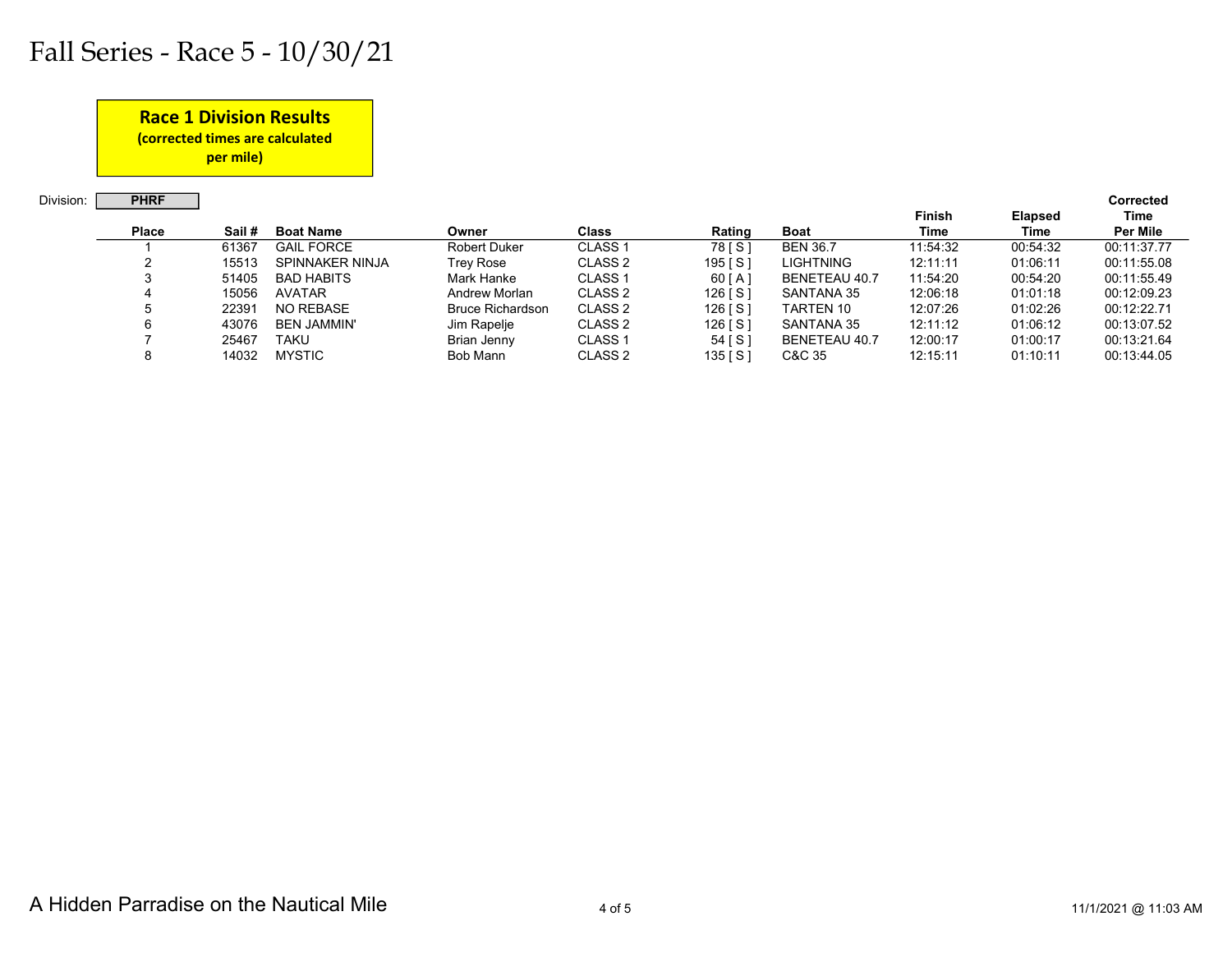# Fall Series - Race 5 - 10/30/21

**Race 1 Division Results**
**(corrected times are calculated per mile)**

Division: **PHRF**

| Place | Sail # | Boat Name | Owner | Class | Rating | Boat | Finish Time | Elapsed Time | Corrected Time Per Mile |
|---|---|---|---|---|---|---|---|---|---|
| 1 | 61367 | GAIL FORCE | Robert Duker | CLASS 1 | 78 [ S ] | BEN 36.7 | 11:54:32 | 00:54:32 | 00:11:37.77 |
| 2 | 15513 | SPINNAKER NINJA | Trey Rose | CLASS 2 | 195 [ S ] | LIGHTNING | 12:11:11 | 01:06:11 | 00:11:55.08 |
| 3 | 51405 | BAD HABITS | Mark Hanke | CLASS 1 | 60 [ A ] | BENETEAU 40.7 | 11:54:20 | 00:54:20 | 00:11:55.49 |
| 4 | 15056 | AVATAR | Andrew Morlan | CLASS 2 | 126 [ S ] | SANTANA 35 | 12:06:18 | 01:01:18 | 00:12:09.23 |
| 5 | 22391 | NO REBASE | Bruce Richardson | CLASS 2 | 126 [ S ] | TARTEN 10 | 12:07:26 | 01:02:26 | 00:12:22.71 |
| 6 | 43076 | BEN JAMMIN' | Jim Rapelje | CLASS 2 | 126 [ S ] | SANTANA 35 | 12:11:12 | 01:06:12 | 00:13:07.52 |
| 7 | 25467 | TAKU | Brian Jenny | CLASS 1 | 54 [ S ] | BENETEAU 40.7 | 12:00:17 | 01:00:17 | 00:13:21.64 |
| 8 | 14032 | MYSTIC | Bob Mann | CLASS 2 | 135 [ S ] | C&C 35 | 12:15:11 | 01:10:11 | 00:13:44.05 |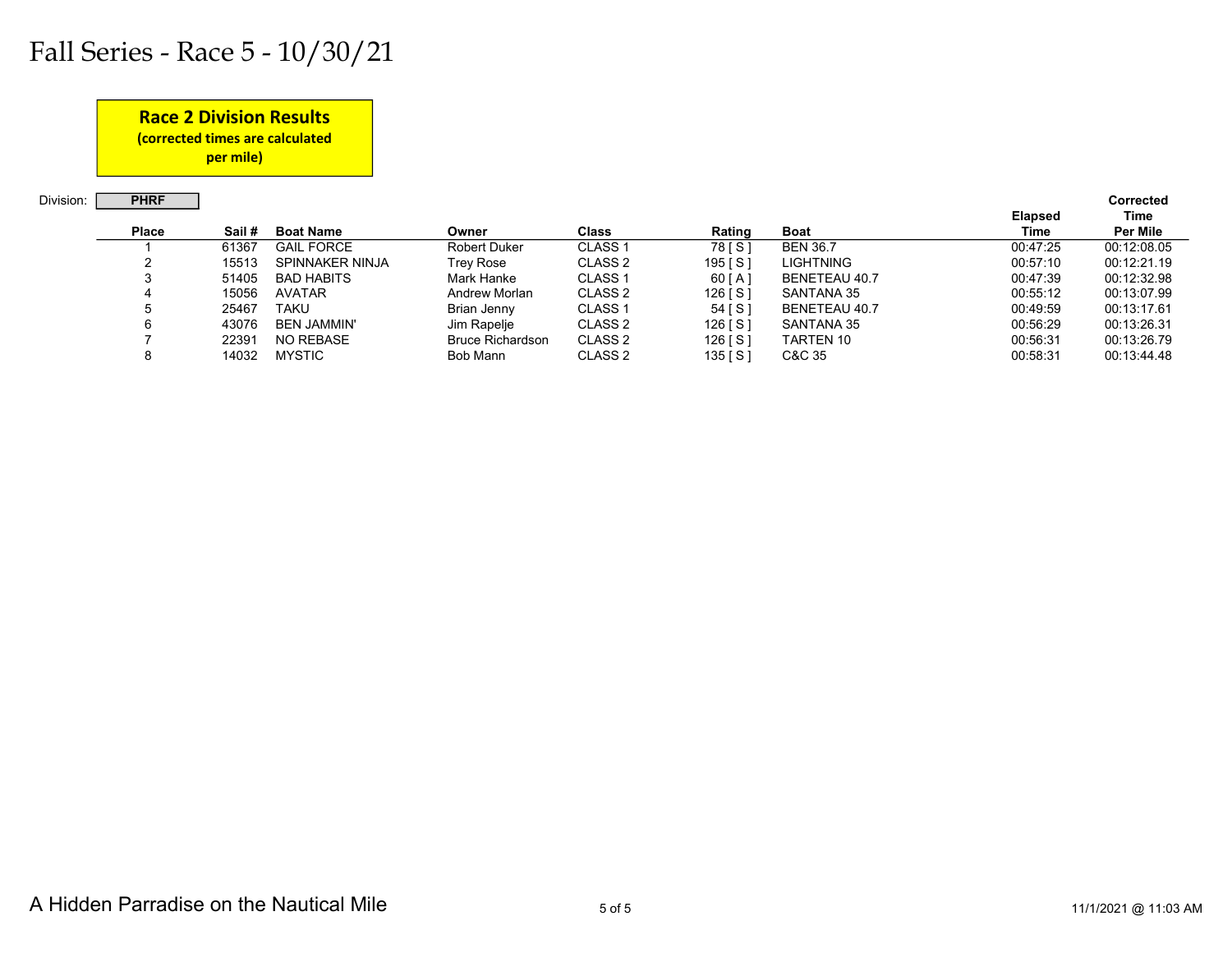# Fall Series - Race 5 - 10/30/21

**Race 2 Division Results**
**(corrected times are calculated per mile)**

Division: **PHRF**

| Place | Sail # | Boat Name | Owner | Class | Rating | Boat | Elapsed Time | Corrected Time Per Mile |
|---|---|---|---|---|---|---|---|---|
| 1 | 61367 | GAIL FORCE | Robert Duker | CLASS 1 | 78 [ S ] | BEN 36.7 | 00:47:25 | 00:12:08.05 |
| 2 | 15513 | SPINNAKER NINJA | Trey Rose | CLASS 2 | 195 [ S ] | LIGHTNING | 00:57:10 | 00:12:21.19 |
| 3 | 51405 | BAD HABITS | Mark Hanke | CLASS 1 | 60 [ A ] | BENETEAU 40.7 | 00:47:39 | 00:12:32.98 |
| 4 | 15056 | AVATAR | Andrew Morlan | CLASS 2 | 126 [ S ] | SANTANA 35 | 00:55:12 | 00:13:07.99 |
| 5 | 25467 | TAKU | Brian Jenny | CLASS 1 | 54 [ S ] | BENETEAU 40.7 | 00:49:59 | 00:13:17.61 |
| 6 | 43076 | BEN JAMMIN' | Jim Rapelje | CLASS 2 | 126 [ S ] | SANTANA 35 | 00:56:29 | 00:13:26.31 |
| 7 | 22391 | NO REBASE | Bruce Richardson | CLASS 2 | 126 [ S ] | TARTEN 10 | 00:56:31 | 00:13:26.79 |
| 8 | 14032 | MYSTIC | Bob Mann | CLASS 2 | 135 [ S ] | C&C 35 | 00:58:31 | 00:13:44.48 |

A Hidden Parradise on the Nautical Mile

11/1/2021 @ 11:03 AM